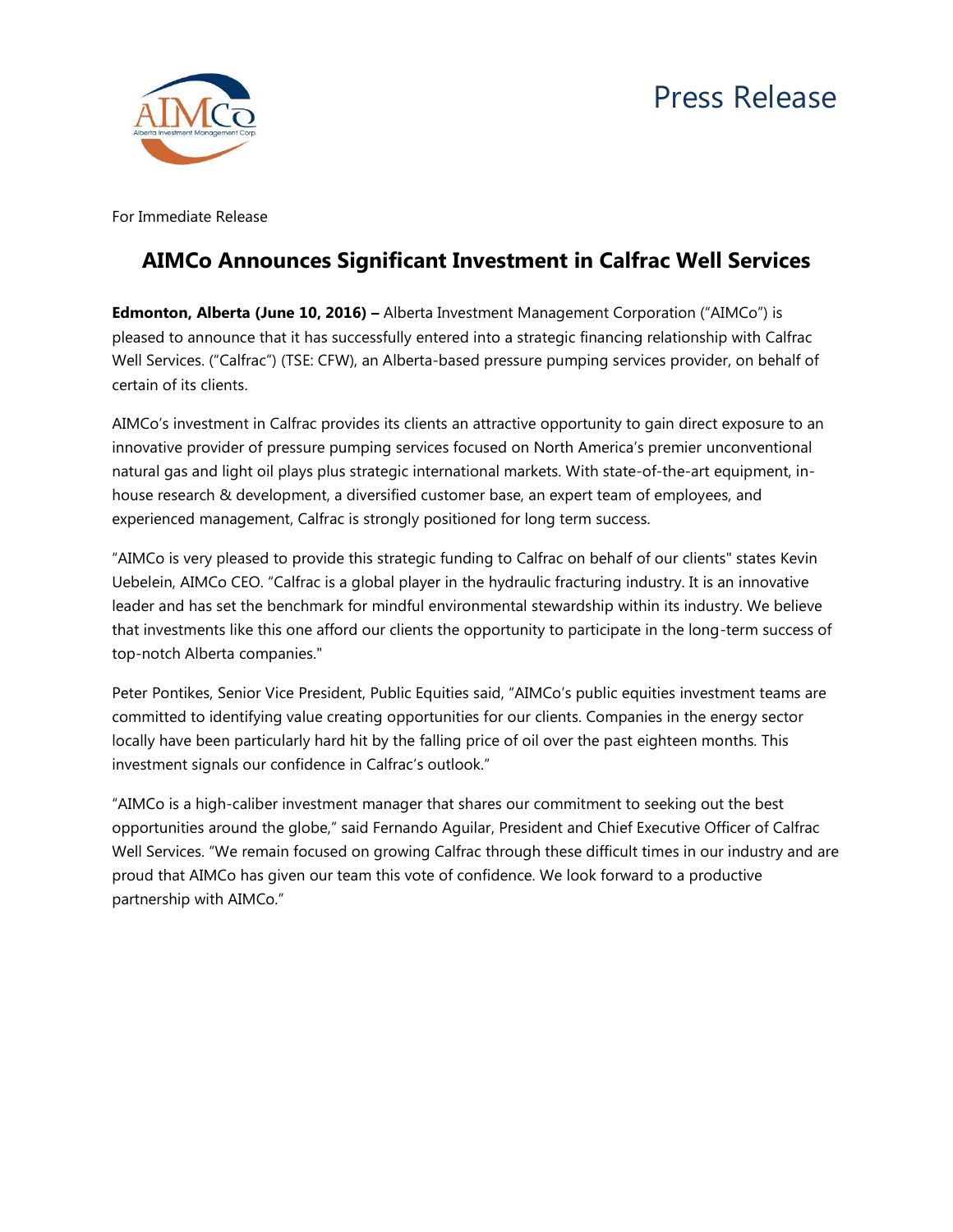Press Release

For Immediate Release

# AIMCo Announces Significant Investment in Calfrac Well Services

**Edmonton, Alberta (June 10, 2016) –** Alberta Investment Management Corporation ("AIMCo") is pleased to announce that it has successfully entered into a strategic financing relationship with Calfrac Well Services. ("Calfrac") (TSE: CFW), an Alberta-based pressure pumping services provider, on behalf of certain of its clients.

AIMCo's investment in Calfrac provides its clients an attractive opportunity to gain direct exposure to an innovative provider of pressure pumping services focused on North America's premier unconventional natural gas and light oil plays plus strategic international markets. With state-of-the-art equipment, in-house research & development, a diversified customer base, an expert team of employees, and experienced management, Calfrac is strongly positioned for long term success.

"AIMCo is very pleased to provide this strategic funding to Calfrac on behalf of our clients" states Kevin Uebelein, AIMCo CEO. "Calfrac is a global player in the hydraulic fracturing industry. It is an innovative leader and has set the benchmark for mindful environmental stewardship within its industry. We believe that investments like this one afford our clients the opportunity to participate in the long-term success of top-notch Alberta companies."

Peter Pontikes, Senior Vice President, Public Equities said, "AIMCo's public equities investment teams are committed to identifying value creating opportunities for our clients. Companies in the energy sector locally have been particularly hard hit by the falling price of oil over the past eighteen months. This investment signals our confidence in Calfrac's outlook."

"AIMCo is a high-caliber investment manager that shares our commitment to seeking out the best opportunities around the globe," said Fernando Aguilar, President and Chief Executive Officer of Calfrac Well Services. "We remain focused on growing Calfrac through these difficult times in our industry and are proud that AIMCo has given our team this vote of confidence. We look forward to a productive partnership with AIMCo."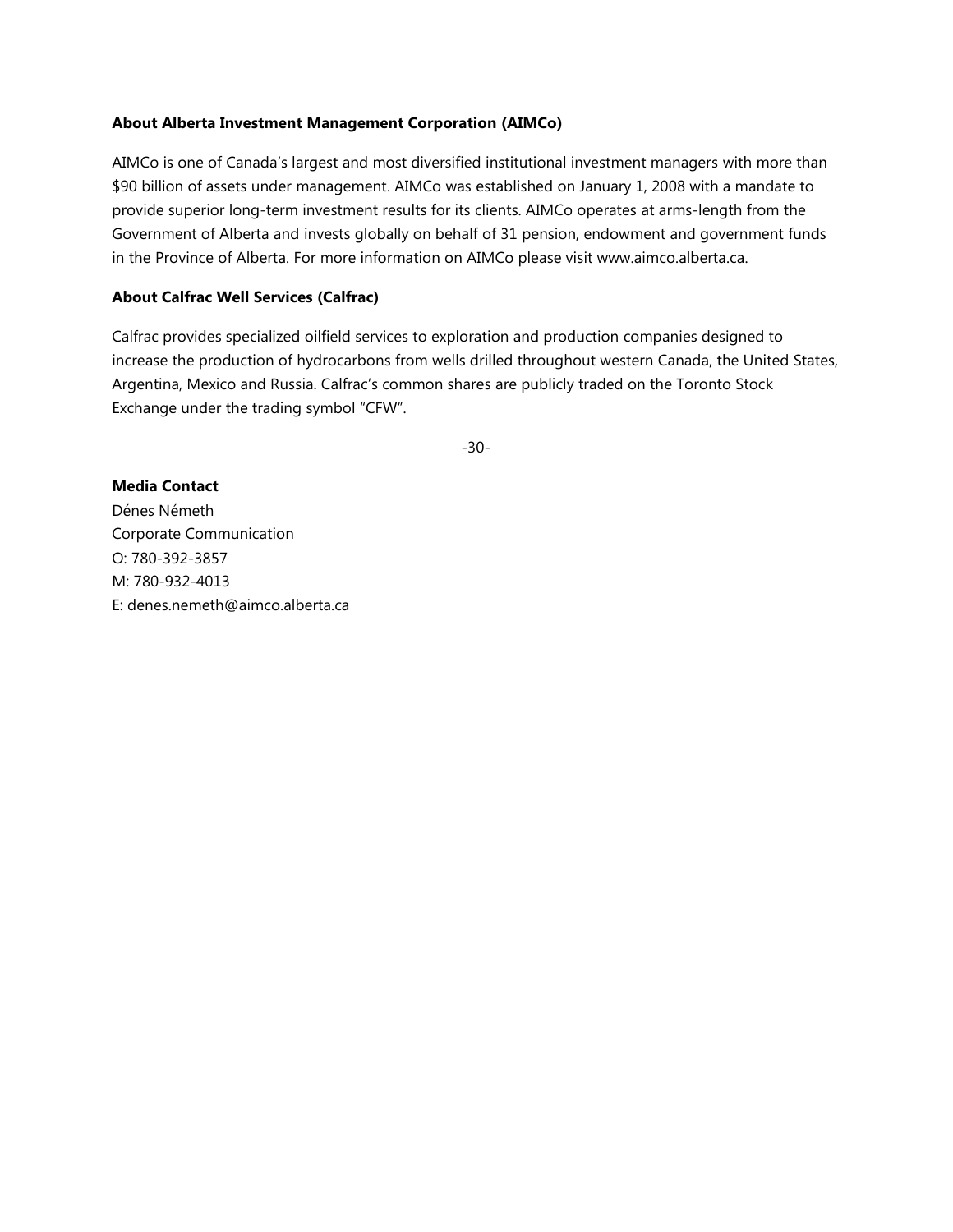**About Alberta Investment Management Corporation (AIMCo)**

AIMCo is one of Canada's largest and most diversified institutional investment managers with more than $90 billion of assets under management. AIMCo was established on January 1, 2008 with a mandate to provide superior long-term investment results for its clients. AIMCo operates at arms-length from the Government of Alberta and invests globally on behalf of 31 pension, endowment and government funds in the Province of Alberta. For more information on AIMCo please visit www.aimco.alberta.ca.

**About Calfrac Well Services (Calfrac)**

Calfrac provides specialized oilfield services to exploration and production companies designed to increase the production of hydrocarbons from wells drilled throughout western Canada, the United States, Argentina, Mexico and Russia. Calfrac's common shares are publicly traded on the Toronto Stock Exchange under the trading symbol "CFW".

-30-

**Media Contact**
Dénes Németh
Corporate Communication
O: 780-392-3857
M: 780-932-4013
E: denes.nemeth@aimco.alberta.ca